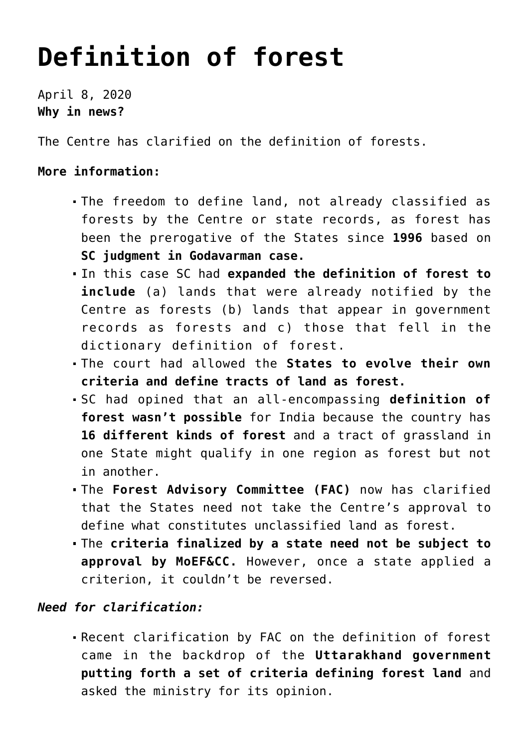# Definition of forest

April 8, 2020
**Why in news?**

The Centre has clarified on the definition of forests.

**More information:**

- The freedom to define land, not already classified as forests by the Centre or state records, as forest has been the prerogative of the States since **1996** based on **SC judgment in Godavarman case.**
- In this case SC had **expanded the definition of forest to include** (a) lands that were already notified by the Centre as forests (b) lands that appear in government records as forests and c) those that fell in the dictionary definition of forest.
- The court had allowed the **States to evolve their own criteria and define tracts of land as forest.**
- SC had opined that an all-encompassing **definition of forest wasn't possible** for India because the country has **16 different kinds of forest** and a tract of grassland in one State might qualify in one region as forest but not in another.
- The **Forest Advisory Committee (FAC)** now has clarified that the States need not take the Centre's approval to define what constitutes unclassified land as forest.
- The **criteria finalized by a state need not be subject to approval by MoEF&CC.** However, once a state applied a criterion, it couldn't be reversed.

***Need for clarification:***

- Recent clarification by FAC on the definition of forest came in the backdrop of the **Uttarakhand government putting forth a set of criteria defining forest land** and asked the ministry for its opinion.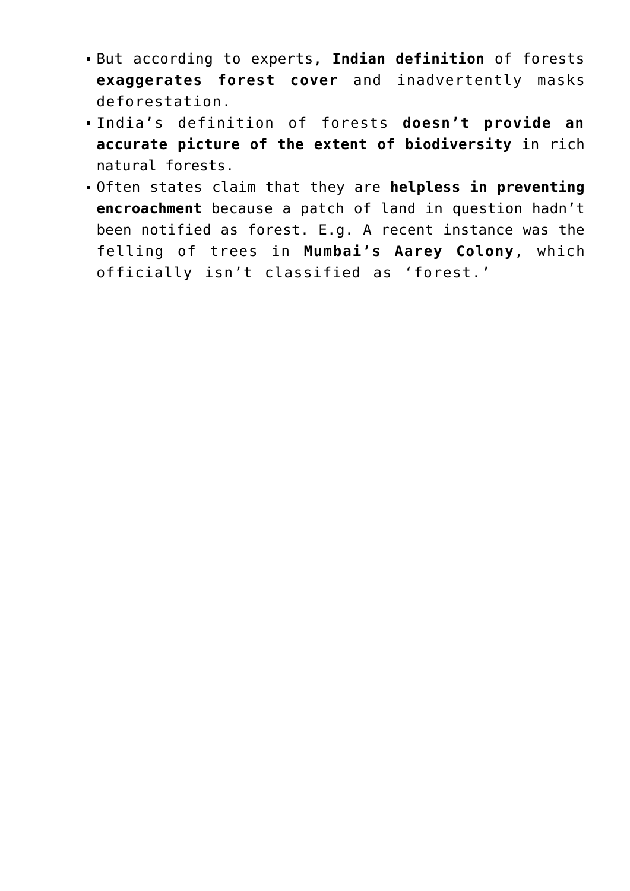- But according to experts, **Indian definition** of forests **exaggerates forest cover** and inadvertently masks deforestation.
- India's definition of forests **doesn't provide an accurate picture of the extent of biodiversity** in rich natural forests.
- Often states claim that they are **helpless in preventing encroachment** because a patch of land in question hadn't been notified as forest. E.g. A recent instance was the felling of trees in **Mumbai's Aarey Colony**, which officially isn't classified as 'forest.'